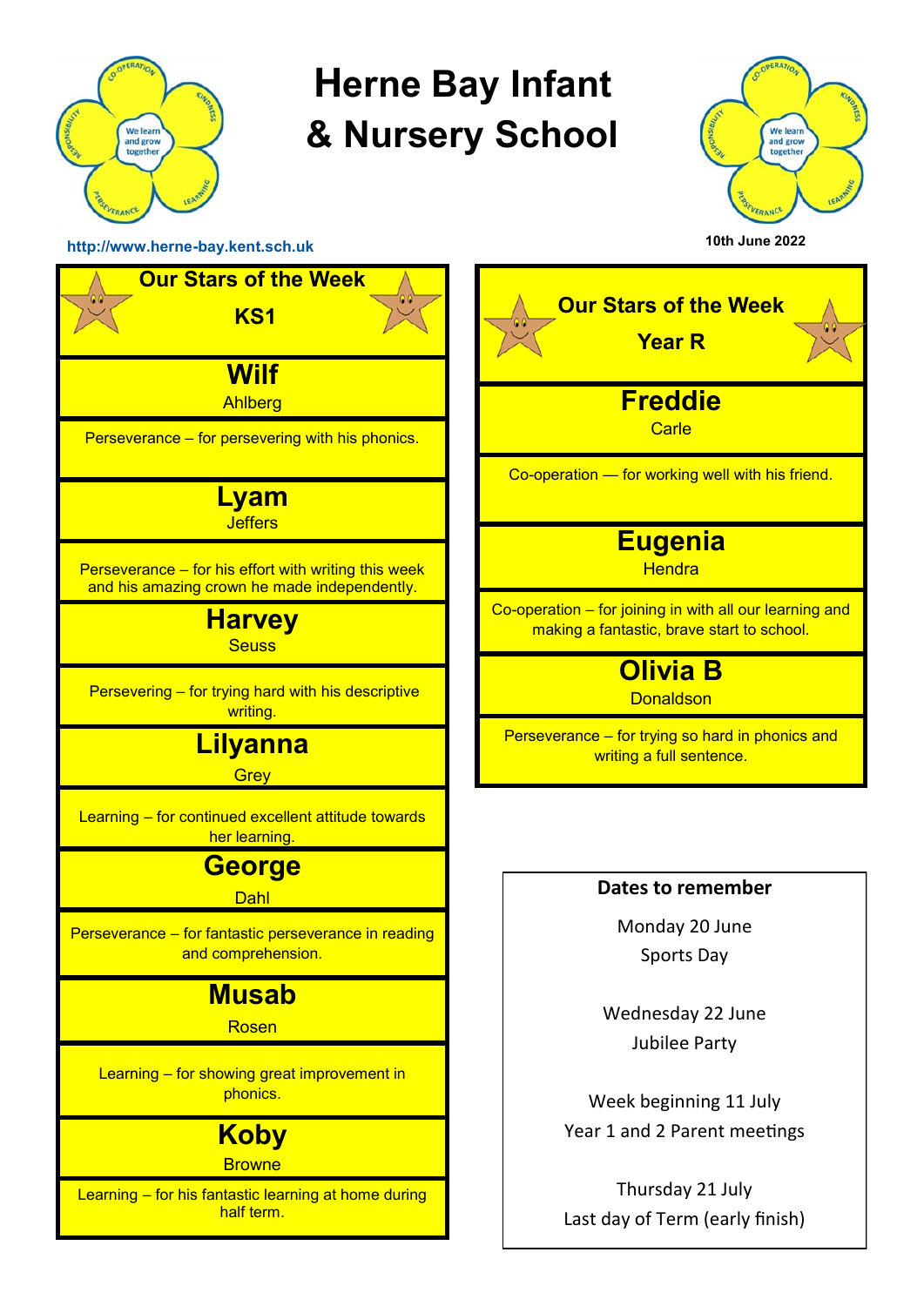# Herne Bay Infant & Nursery School

http://www.herne-bay.kent.sch.uk

10th June 2022

## Our Stars of the Week

### KS1

**Wilf**
Ahlberg

Perseverance – for persevering with his phonics.

**Lyam**
Jeffers

Perseverance – for his effort with writing this week and his amazing crown he made independently.

**Harvey**
Seuss

Persevering – for trying hard with his descriptive writing.

**Lilyanna**
Grey

Learning – for continued excellent attitude towards her learning.

**George**
Dahl

Perseverance – for fantastic perseverance in reading and comprehension.

**Musab**
Rosen

Learning – for showing great improvement in phonics.

**Koby**
Browne

Learning – for his fantastic learning at home during half term.

## Our Stars of the Week

### Year R

**Freddie**
Carle

Co-operation — for working well with his friend.

**Eugenia**
Hendra

Co-operation – for joining in with all our learning and making a fantastic, brave start to school.

**Olivia B**
Donaldson

Perseverance – for trying so hard in phonics and writing a full sentence.

## Dates to remember

Monday 20 June
Sports Day

Wednesday 22 June
Jubilee Party

Week beginning 11 July
Year 1 and 2 Parent meetings

Thursday 21 July
Last day of Term (early finish)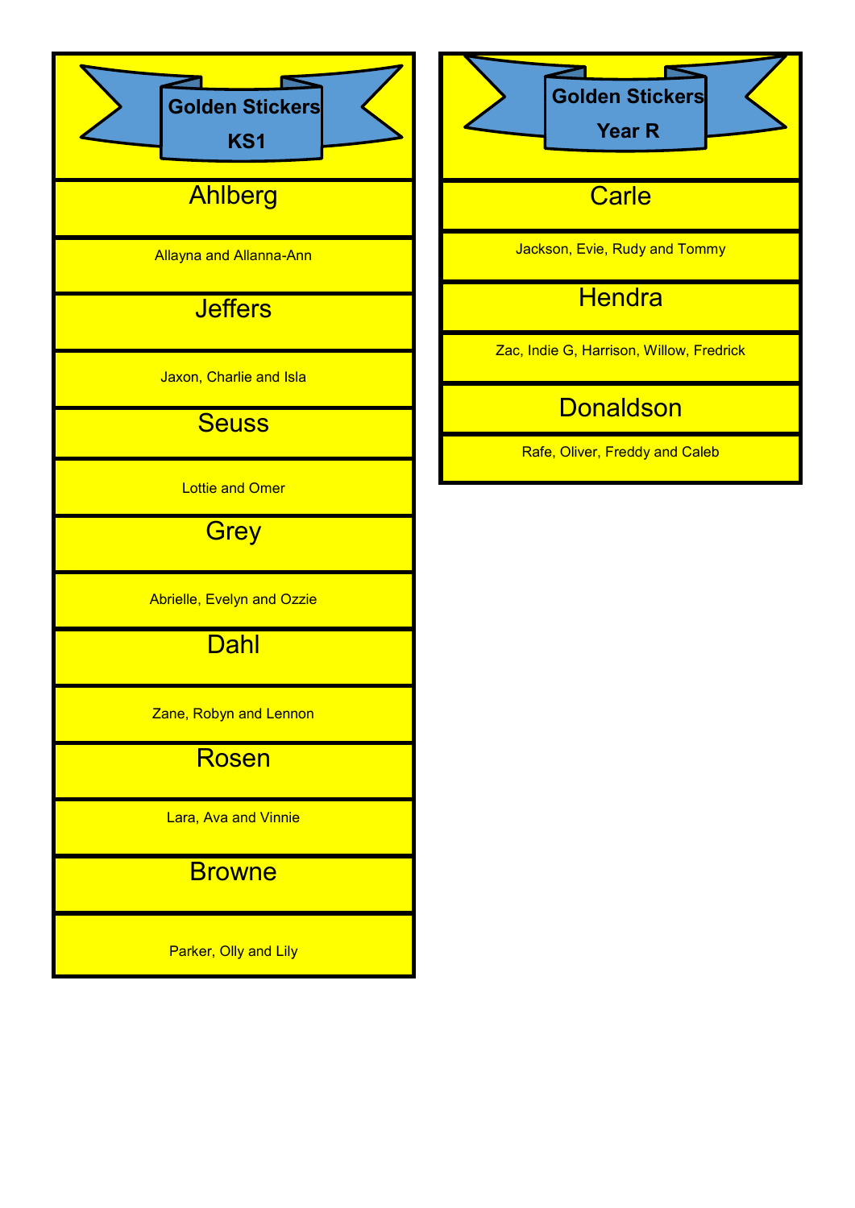## Golden Stickers KS1

### Ahlberg

Allayna and Allanna-Ann

### Jeffers

Jaxon, Charlie and Isla

### Seuss

Lottie and Omer

### Grey

Abrielle, Evelyn and Ozzie

### Dahl

Zane, Robyn and Lennon

### Rosen

Lara, Ava and Vinnie

### Browne

Parker, Olly and Lily

## Golden Stickers Year R

### Carle

Jackson, Evie, Rudy and Tommy

### Hendra

Zac, Indie G, Harrison, Willow, Fredrick

### Donaldson

Rafe, Oliver, Freddy and Caleb